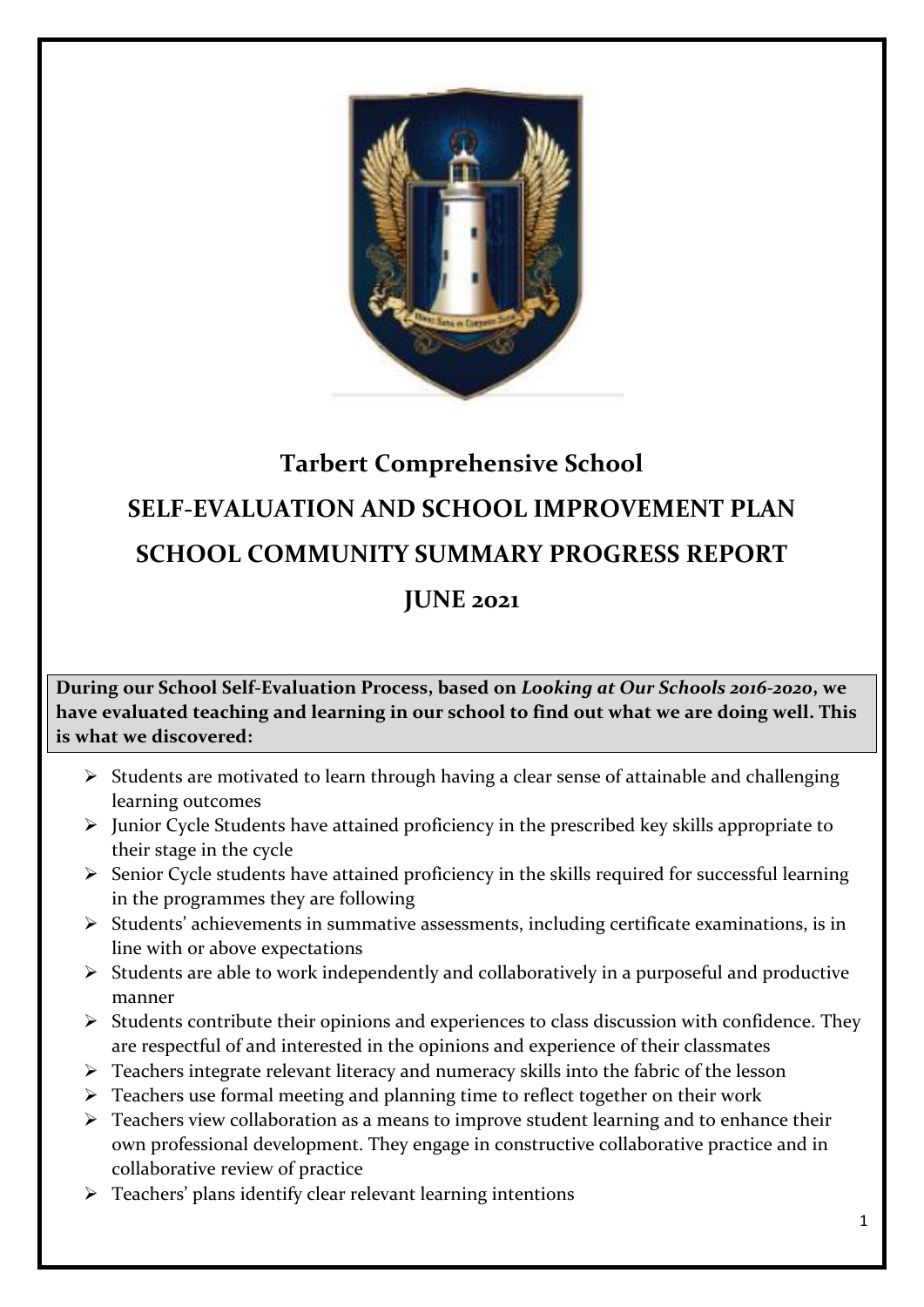# Tarbert Comprehensive School

## SELF-EVALUATION AND SCHOOL IMPROVEMENT PLAN

## SCHOOL COMMUNITY SUMMARY PROGRESS REPORT

## JUNE 2021

**During our School Self-Evaluation Process, based on *Looking at Our Schools 2016-2020*, we have evaluated teaching and learning in our school to find out what we are doing well. This is what we discovered:**

- Students are motivated to learn through having a clear sense of attainable and challenging learning outcomes
- Junior Cycle Students have attained proficiency in the prescribed key skills appropriate to their stage in the cycle
- Senior Cycle students have attained proficiency in the skills required for successful learning in the programmes they are following
- Students' achievements in summative assessments, including certificate examinations, is in line with or above expectations
- Students are able to work independently and collaboratively in a purposeful and productive manner
- Students contribute their opinions and experiences to class discussion with confidence. They are respectful of and interested in the opinions and experience of their classmates
- Teachers integrate relevant literacy and numeracy skills into the fabric of the lesson
- Teachers use formal meeting and planning time to reflect together on their work
- Teachers view collaboration as a means to improve student learning and to enhance their own professional development. They engage in constructive collaborative practice and in collaborative review of practice
- Teachers' plans identify clear relevant learning intentions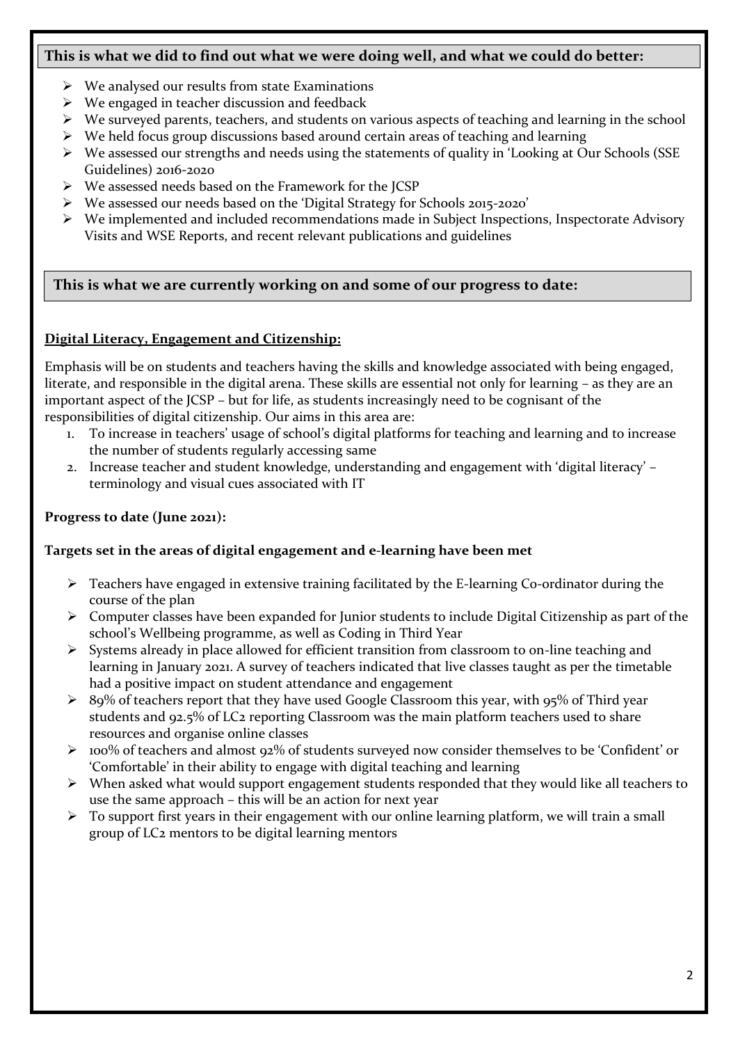## This is what we did to find out what we were doing well, and what we could do better:

- We analysed our results from state Examinations
- We engaged in teacher discussion and feedback
- We surveyed parents, teachers, and students on various aspects of teaching and learning in the school
- We held focus group discussions based around certain areas of teaching and learning
- We assessed our strengths and needs using the statements of quality in 'Looking at Our Schools (SSE Guidelines) 2016-2020
- We assessed needs based on the Framework for the JCSP
- We assessed our needs based on the 'Digital Strategy for Schools 2015-2020'
- We implemented and included recommendations made in Subject Inspections, Inspectorate Advisory Visits and WSE Reports, and recent relevant publications and guidelines

## This is what we are currently working on and some of our progress to date:

### Digital Literacy, Engagement and Citizenship:

Emphasis will be on students and teachers having the skills and knowledge associated with being engaged, literate, and responsible in the digital arena. These skills are essential not only for learning – as they are an important aspect of the JCSP – but for life, as students increasingly need to be cognisant of the responsibilities of digital citizenship. Our aims in this area are:

1. To increase in teachers' usage of school's digital platforms for teaching and learning and to increase the number of students regularly accessing same
2. Increase teacher and student knowledge, understanding and engagement with 'digital literacy' – terminology and visual cues associated with IT

**Progress to date (June 2021):**

**Targets set in the areas of digital engagement and e-learning have been met**

- Teachers have engaged in extensive training facilitated by the E-learning Co-ordinator during the course of the plan
- Computer classes have been expanded for Junior students to include Digital Citizenship as part of the school's Wellbeing programme, as well as Coding in Third Year
- Systems already in place allowed for efficient transition from classroom to on-line teaching and learning in January 2021. A survey of teachers indicated that live classes taught as per the timetable had a positive impact on student attendance and engagement
- 89% of teachers report that they have used Google Classroom this year, with 95% of Third year students and 92.5% of LC2 reporting Classroom was the main platform teachers used to share resources and organise online classes
- 100% of teachers and almost 92% of students surveyed now consider themselves to be 'Confident' or 'Comfortable' in their ability to engage with digital teaching and learning
- When asked what would support engagement students responded that they would like all teachers to use the same approach – this will be an action for next year
- To support first years in their engagement with our online learning platform, we will train a small group of LC2 mentors to be digital learning mentors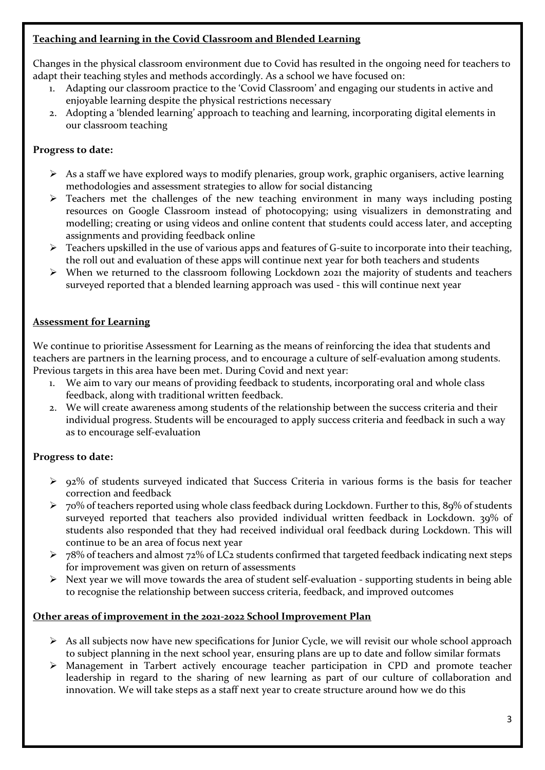**Teaching and learning in the Covid Classroom and Blended Learning**

Changes in the physical classroom environment due to Covid has resulted in the ongoing need for teachers to adapt their teaching styles and methods accordingly. As a school we have focused on:

1. Adapting our classroom practice to the 'Covid Classroom' and engaging our students in active and enjoyable learning despite the physical restrictions necessary
2. Adopting a 'blended learning' approach to teaching and learning, incorporating digital elements in our classroom teaching

**Progress to date:**

- As a staff we have explored ways to modify plenaries, group work, graphic organisers, active learning methodologies and assessment strategies to allow for social distancing
- Teachers met the challenges of the new teaching environment in many ways including posting resources on Google Classroom instead of photocopying; using visualizers in demonstrating and modelling; creating or using videos and online content that students could access later, and accepting assignments and providing feedback online
- Teachers upskilled in the use of various apps and features of G-suite to incorporate into their teaching, the roll out and evaluation of these apps will continue next year for both teachers and students
- When we returned to the classroom following Lockdown 2021 the majority of students and teachers surveyed reported that a blended learning approach was used - this will continue next year

**Assessment for Learning**

We continue to prioritise Assessment for Learning as the means of reinforcing the idea that students and teachers are partners in the learning process, and to encourage a culture of self-evaluation among students. Previous targets in this area have been met. During Covid and next year:

1. We aim to vary our means of providing feedback to students, incorporating oral and whole class feedback, along with traditional written feedback.
2. We will create awareness among students of the relationship between the success criteria and their individual progress. Students will be encouraged to apply success criteria and feedback in such a way as to encourage self-evaluation

**Progress to date:**

- 92% of students surveyed indicated that Success Criteria in various forms is the basis for teacher correction and feedback
- 70% of teachers reported using whole class feedback during Lockdown. Further to this, 89% of students surveyed reported that teachers also provided individual written feedback in Lockdown. 39% of students also responded that they had received individual oral feedback during Lockdown. This will continue to be an area of focus next year
- 78% of teachers and almost 72% of LC2 students confirmed that targeted feedback indicating next steps for improvement was given on return of assessments
- Next year we will move towards the area of student self-evaluation - supporting students in being able to recognise the relationship between success criteria, feedback, and improved outcomes

**Other areas of improvement in the 2021-2022 School Improvement Plan**

- As all subjects now have new specifications for Junior Cycle, we will revisit our whole school approach to subject planning in the next school year, ensuring plans are up to date and follow similar formats
- Management in Tarbert actively encourage teacher participation in CPD and promote teacher leadership in regard to the sharing of new learning as part of our culture of collaboration and innovation. We will take steps as a staff next year to create structure around how we do this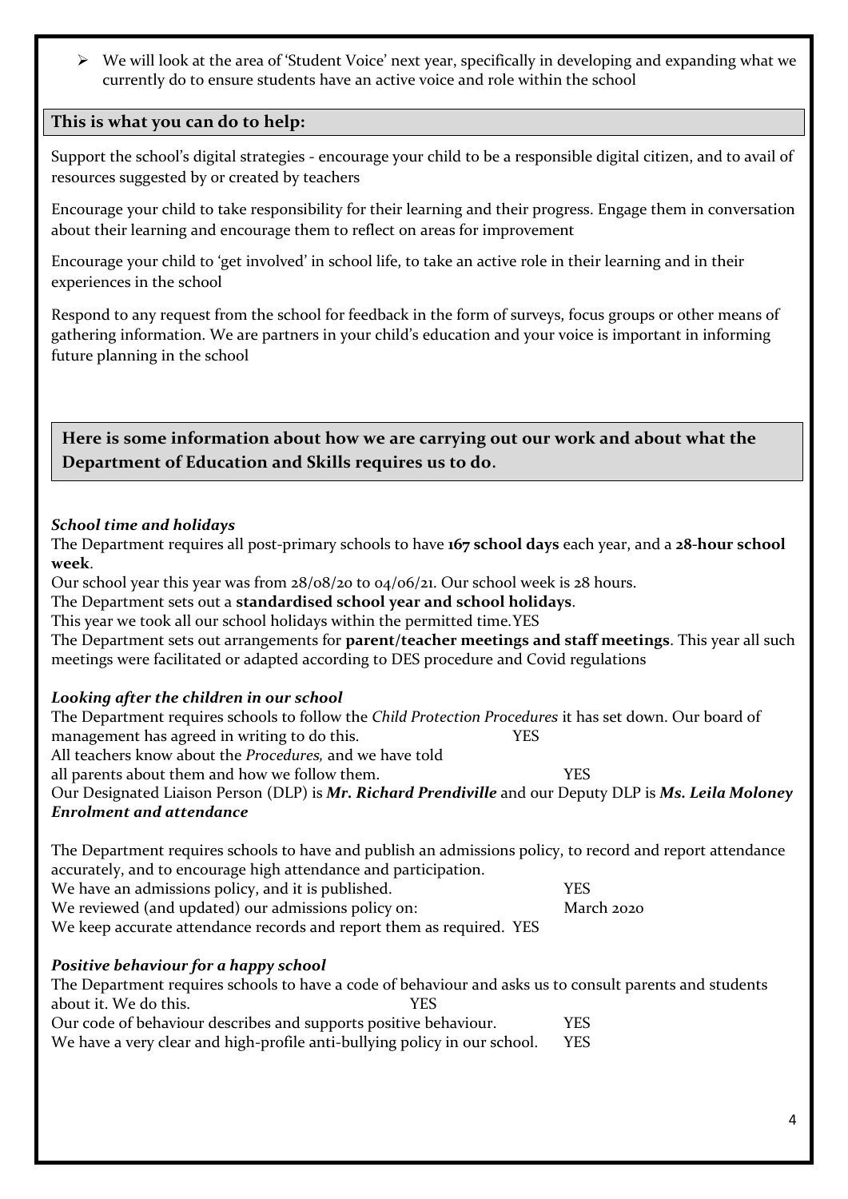- We will look at the area of 'Student Voice' next year, specifically in developing and expanding what we currently do to ensure students have an active voice and role within the school

## This is what you can do to help:

Support the school's digital strategies - encourage your child to be a responsible digital citizen, and to avail of resources suggested by or created by teachers

Encourage your child to take responsibility for their learning and their progress. Engage them in conversation about their learning and encourage them to reflect on areas for improvement

Encourage your child to 'get involved' in school life, to take an active role in their learning and in their experiences in the school

Respond to any request from the school for feedback in the form of surveys, focus groups or other means of gathering information. We are partners in your child's education and your voice is important in informing future planning in the school

## Here is some information about how we are carrying out our work and about what the Department of Education and Skills requires us to do.

***School time and holidays***

The Department requires all post-primary schools to have **167 school days** each year, and a **28-hour school week**.

Our school year this year was from 28/08/20 to 04/06/21. Our school week is 28 hours.

The Department sets out a **standardised school year and school holidays**.

This year we took all our school holidays within the permitted time. YES

The Department sets out arrangements for **parent/teacher meetings and staff meetings**. This year all such meetings were facilitated or adapted according to DES procedure and Covid regulations

***Looking after the children in our school***

The Department requires schools to follow the *Child Protection Procedures* it has set down. Our board of management has agreed in writing to do this. YES

All teachers know about the *Procedures,* and we have told all parents about them and how we follow them. YES

Our Designated Liaison Person (DLP) is ***Mr. Richard Prendiville*** and our Deputy DLP is ***Ms. Leila Moloney***

***Enrolment and attendance***

The Department requires schools to have and publish an admissions policy, to record and report attendance accurately, and to encourage high attendance and participation.

We have an admissions policy, and it is published. YES

We reviewed (and updated) our admissions policy on: March 2020

We keep accurate attendance records and report them as required. YES

***Positive behaviour for a happy school***

The Department requires schools to have a code of behaviour and asks us to consult parents and students about it. We do this. YES

Our code of behaviour describes and supports positive behaviour. YES

We have a very clear and high-profile anti-bullying policy in our school. YES